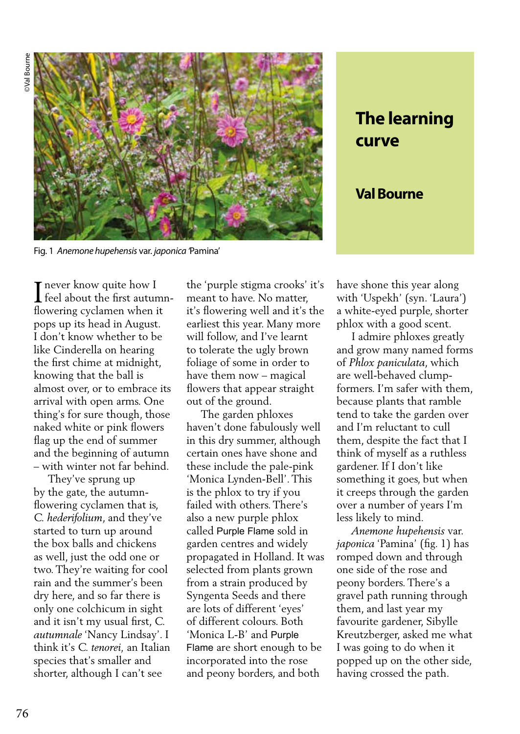# The learning curve

**Val Bourne**

©Val Bourne

Fig. 1 *Anemone hupehensis* var. *japonica* 'Pamina'

I never know quite how I feel about the first autumn-flowering cyclamen when it pops up its head in August. I don't know whether to be like Cinderella on hearing the first chime at midnight, knowing that the ball is almost over, or to embrace its arrival with open arms. One thing's for sure though, those naked white or pink flowers flag up the end of summer and the beginning of autumn – with winter not far behind.

They've sprung up by the gate, the autumn-flowering cyclamen that is, *C. hederifolium*, and they've started to turn up around the box balls and chickens as well, just the odd one or two. They're waiting for cool rain and the summer's been dry here, and so far there is only one colchicum in sight and it isn't my usual first, *C. autumnale* 'Nancy Lindsay'. I think it's *C. tenorei*, an Italian species that's smaller and shorter, although I can't see the 'purple stigma crooks' it's meant to have. No matter, it's flowering well and it's the earliest this year. Many more will follow, and I've learnt to tolerate the ugly brown foliage of some in order to have them now – magical flowers that appear straight out of the ground.

The garden phloxes haven't done fabulously well in this dry summer, although certain ones have shone and these include the pale-pink 'Monica Lynden-Bell'. This is the phlox to try if you failed with others. There's also a new purple phlox called Purple Flame sold in garden centres and widely propagated in Holland. It was selected from plants grown from a strain produced by Syngenta Seeds and there are lots of different 'eyes' of different colours. Both 'Monica L-B' and Purple Flame are short enough to be incorporated into the rose and peony borders, and both have shone this year along with 'Uspekh' (syn. 'Laura') a white-eyed purple, shorter phlox with a good scent.

I admire phloxes greatly and grow many named forms of *Phlox paniculata*, which are well-behaved clump-formers. I'm safer with them, because plants that ramble tend to take the garden over and I'm reluctant to cull them, despite the fact that I think of myself as a ruthless gardener. If I don't like something it goes, but when it creeps through the garden over a number of years I'm less likely to mind.

*Anemone hupehensis* var. *japonica* 'Pamina' (fig. 1) has romped down and through one side of the rose and peony borders. There's a gravel path running through them, and last year my favourite gardener, Sibylle Kreutzberger, asked me what I was going to do when it popped up on the other side, having crossed the path.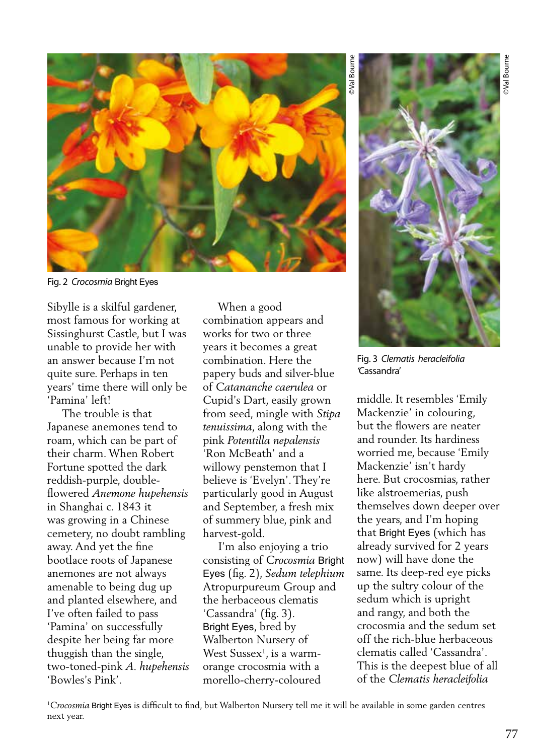Fig. 2 *Crocosmia* Bright Eyes

Fig. 3 *Clematis heracleifolia* 'Cassandra'

Sibylle is a skilful gardener, most famous for working at Sissinghurst Castle, but I was unable to provide her with an answer because I'm not quite sure. Perhaps in ten years' time there will only be 'Pamina' left!

The trouble is that Japanese anemones tend to roam, which can be part of their charm. When Robert Fortune spotted the dark reddish-purple, double-flowered *Anemone hupehensis* in Shanghai c. 1843 it was growing in a Chinese cemetery, no doubt rambling away. And yet the fine bootlace roots of Japanese anemones are not always amenable to being dug up and planted elsewhere, and I've often failed to pass 'Pamina' on successfully despite her being far more thuggish than the single, two-toned-pink *A. hupehensis* 'Bowles's Pink'.

When a good combination appears and works for two or three years it becomes a great combination. Here the papery buds and silver-blue of *Catananche caerulea* or Cupid's Dart, easily grown from seed, mingle with *Stipa tenuissima*, along with the pink *Potentilla nepalensis* 'Ron McBeath' and a willowy penstemon that I believe is 'Evelyn'. They're particularly good in August and September, a fresh mix of summery blue, pink and harvest-gold.

I'm also enjoying a trio consisting of *Crocosmia* Bright Eyes (fig. 2), *Sedum telephium* Atropurpureum Group and the herbaceous clematis 'Cassandra' (fig. 3). Bright Eyes, bred by Walberton Nursery of West Sussex[1], is a warm-orange crocosmia with a morello-cherry-coloured middle. It resembles 'Emily Mackenzie' in colouring, but the flowers are neater and rounder. Its hardiness worried me, because 'Emily Mackenzie' isn't hardy here. But crocosmias, rather like alstroemerias, push themselves down deeper over the years, and I'm hoping that Bright Eyes (which has already survived for 2 years now) will have done the same. Its deep-red eye picks up the sultry colour of the sedum which is upright and rangy, and both the crocosmia and the sedum set off the rich-blue herbaceous clematis called 'Cassandra'. This is the deepest blue of all of the *Clematis heracleifolia*

[1] *Crocosmia* Bright Eyes is difficult to find, but Walberton Nursery tell me it will be available in some garden centres next year.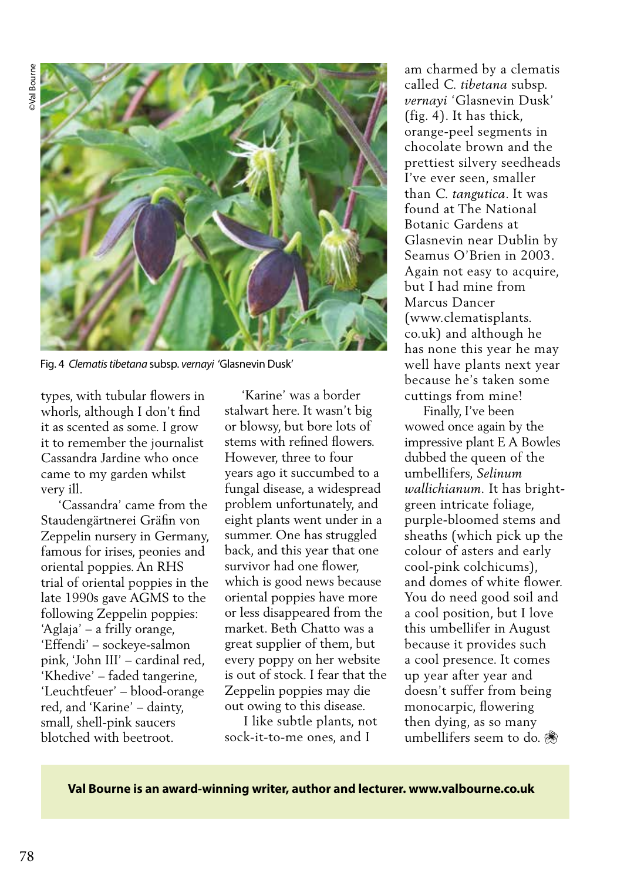Fig. 4 *Clematis tibetana* subsp. *vernayi* 'Glasnevin Dusk'

types, with tubular flowers in whorls, although I don't find it as scented as some. I grow it to remember the journalist Cassandra Jardine who once came to my garden whilst very ill.

'Cassandra' came from the Staudengärtnerei Gräfin von Zeppelin nursery in Germany, famous for irises, peonies and oriental poppies. An RHS trial of oriental poppies in the late 1990s gave AGMS to the following Zeppelin poppies: 'Aglaja' – a frilly orange, 'Effendi' – sockeye-salmon pink, 'John III' – cardinal red, 'Khedive' – faded tangerine, 'Leuchtfeuer' – blood-orange red, and 'Karine' – dainty, small, shell-pink saucers blotched with beetroot.

'Karine' was a border stalwart here. It wasn't big or blowsy, but bore lots of stems with refined flowers. However, three to four years ago it succumbed to a fungal disease, a widespread problem unfortunately, and eight plants went under in a summer. One has struggled back, and this year that one survivor had one flower, which is good news because oriental poppies have more or less disappeared from the market. Beth Chatto was a great supplier of them, but every poppy on her website is out of stock. I fear that the Zeppelin poppies may die out owing to this disease.

I like subtle plants, not sock-it-to-me ones, and I am charmed by a clematis called C. *tibetana* subsp. *vernayi* 'Glasnevin Dusk' (fig. 4). It has thick, orange-peel segments in chocolate brown and the prettiest silvery seedheads I've ever seen, smaller than C. *tangutica*. It was found at The National Botanic Gardens at Glasnevin near Dublin by Seamus O'Brien in 2003. Again not easy to acquire, but I had mine from Marcus Dancer (www.clematisplants.co.uk) and although he has none this year he may well have plants next year because he's taken some cuttings from mine!

Finally, I've been wowed once again by the impressive plant E A Bowles dubbed the queen of the umbellifers, *Selinum wallichianum*. It has bright-green intricate foliage, purple-bloomed stems and sheaths (which pick up the colour of asters and early cool-pink colchicums), and domes of white flower. You do need good soil and a cool position, but I love this umbellifer in August because it provides such a cool presence. It comes up year after year and doesn't suffer from being monocarpic, flowering then dying, as so many umbellifers seem to do.

**Val Bourne is an award-winning writer, author and lecturer. www.valbourne.co.uk**